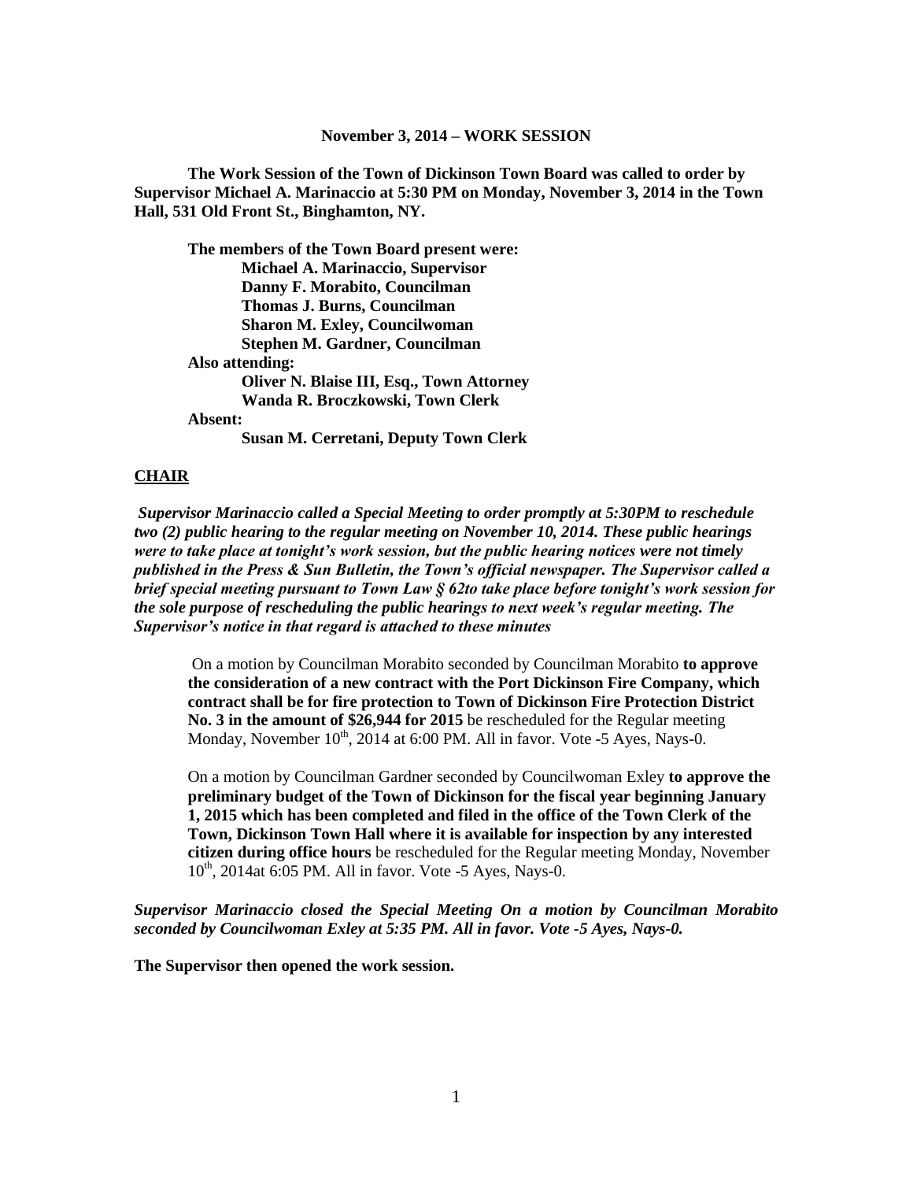**November 3, 2014 – WORK SESSION**

**The Work Session of the Town of Dickinson Town Board was called to order by Supervisor Michael A. Marinaccio at 5:30 PM on Monday, November 3, 2014 in the Town Hall, 531 Old Front St., Binghamton, NY.**

**The members of the Town Board present were:**
**Michael A. Marinaccio, Supervisor**
**Danny F. Morabito, Councilman**
**Thomas J. Burns, Councilman**
**Sharon M. Exley, Councilwoman**
**Stephen M. Gardner, Councilman**

**Also attending:**
**Oliver N. Blaise III, Esq., Town Attorney**
**Wanda R. Broczkowski, Town Clerk**

**Absent:**
**Susan M. Cerretani, Deputy Town Clerk**

## CHAIR

***Supervisor Marinaccio called a Special Meeting to order promptly at 5:30PM to reschedule two (2) public hearing to the regular meeting on November 10, 2014. These public hearings were to take place at tonight's work session, but the public hearing notices were not timely published in the Press & Sun Bulletin, the Town's official newspaper. The Supervisor called a brief special meeting pursuant to Town Law § 62to take place before tonight's work session for the sole purpose of rescheduling the public hearings to next week's regular meeting. The Supervisor's notice in that regard is attached to these minutes***

On a motion by Councilman Morabito seconded by Councilman Morabito **to approve the consideration of a new contract with the Port Dickinson Fire Company, which contract shall be for fire protection to Town of Dickinson Fire Protection District No. 3 in the amount of $26,944 for 2015** be rescheduled for the Regular meeting Monday, November 10th, 2014 at 6:00 PM. All in favor. Vote -5 Ayes, Nays-0.

On a motion by Councilman Gardner seconded by Councilwoman Exley **to approve the preliminary budget of the Town of Dickinson for the fiscal year beginning January 1, 2015 which has been completed and filed in the office of the Town Clerk of the Town, Dickinson Town Hall where it is available for inspection by any interested citizen during office hours** be rescheduled for the Regular meeting Monday, November 10th, 2014at 6:05 PM. All in favor. Vote -5 Ayes, Nays-0.

***Supervisor Marinaccio closed the Special Meeting On a motion by Councilman Morabito seconded by Councilwoman Exley at 5:35 PM. All in favor. Vote -5 Ayes, Nays-0.***

**The Supervisor then opened the work session.**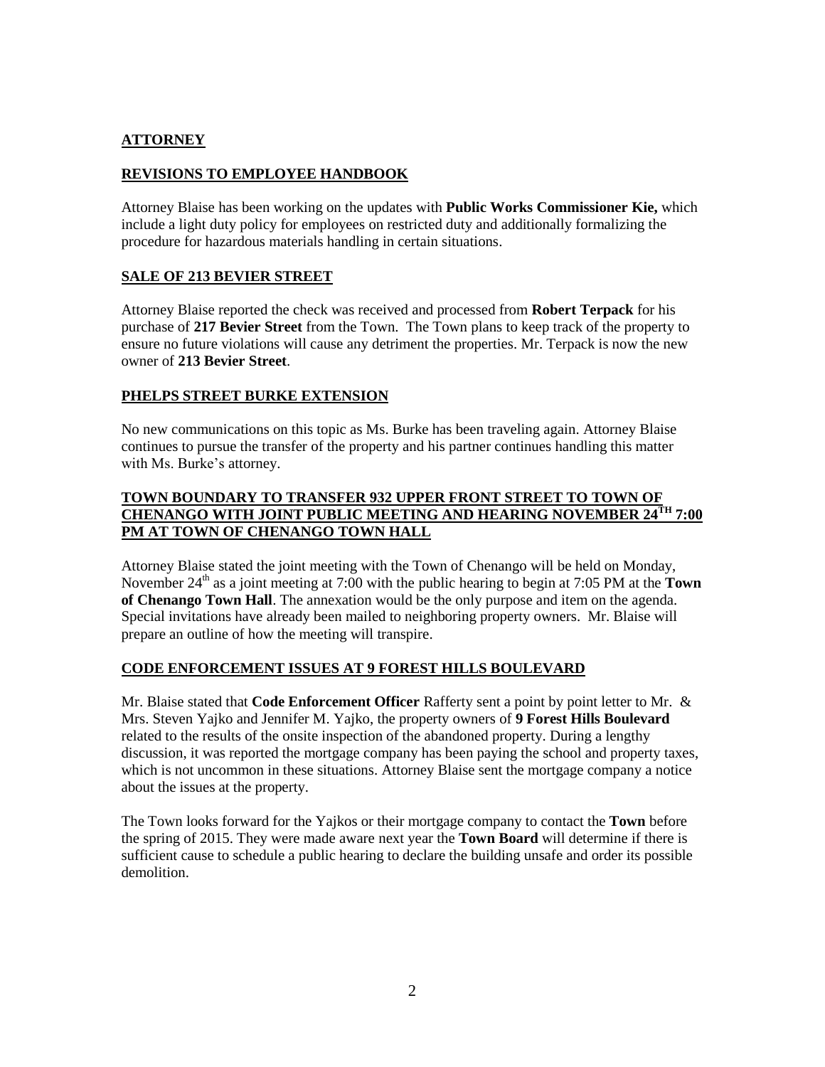## ATTORNEY

### REVISIONS TO EMPLOYEE HANDBOOK

Attorney Blaise has been working on the updates with **Public Works Commissioner Kie,** which include a light duty policy for employees on restricted duty and additionally formalizing the procedure for hazardous materials handling in certain situations.

### SALE OF 213 BEVIER STREET

Attorney Blaise reported the check was received and processed from **Robert Terpack** for his purchase of **217 Bevier Street** from the Town. The Town plans to keep track of the property to ensure no future violations will cause any detriment the properties. Mr. Terpack is now the new owner of **213 Bevier Street**.

### PHELPS STREET BURKE EXTENSION

No new communications on this topic as Ms. Burke has been traveling again. Attorney Blaise continues to pursue the transfer of the property and his partner continues handling this matter with Ms. Burke's attorney.

### TOWN BOUNDARY TO TRANSFER 932 UPPER FRONT STREET TO TOWN OF CHENANGO WITH JOINT PUBLIC MEETING AND HEARING NOVEMBER 24TH 7:00 PM AT TOWN OF CHENANGO TOWN HALL

Attorney Blaise stated the joint meeting with the Town of Chenango will be held on Monday, November 24th as a joint meeting at 7:00 with the public hearing to begin at 7:05 PM at the **Town of Chenango Town Hall**. The annexation would be the only purpose and item on the agenda. Special invitations have already been mailed to neighboring property owners. Mr. Blaise will prepare an outline of how the meeting will transpire.

### CODE ENFORCEMENT ISSUES AT 9 FOREST HILLS BOULEVARD

Mr. Blaise stated that **Code Enforcement Officer** Rafferty sent a point by point letter to Mr. & Mrs. Steven Yajko and Jennifer M. Yajko, the property owners of **9 Forest Hills Boulevard** related to the results of the onsite inspection of the abandoned property. During a lengthy discussion, it was reported the mortgage company has been paying the school and property taxes, which is not uncommon in these situations. Attorney Blaise sent the mortgage company a notice about the issues at the property.

The Town looks forward for the Yajkos or their mortgage company to contact the **Town** before the spring of 2015. They were made aware next year the **Town Board** will determine if there is sufficient cause to schedule a public hearing to declare the building unsafe and order its possible demolition.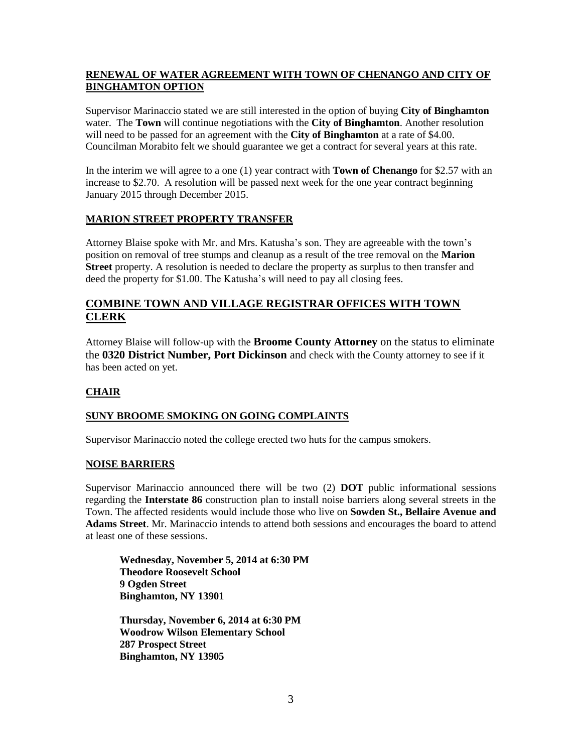## RENEWAL OF WATER AGREEMENT WITH TOWN OF CHENANGO AND CITY OF BINGHAMTON OPTION

Supervisor Marinaccio stated we are still interested in the option of buying **City of Binghamton** water. The **Town** will continue negotiations with the **City of Binghamton**. Another resolution will need to be passed for an agreement with the **City of Binghamton** at a rate of $4.00. Councilman Morabito felt we should guarantee we get a contract for several years at this rate.

In the interim we will agree to a one (1) year contract with **Town of Chenango** for $2.57 with an increase to $2.70. A resolution will be passed next week for the one year contract beginning January 2015 through December 2015.

## MARION STREET PROPERTY TRANSFER

Attorney Blaise spoke with Mr. and Mrs. Katusha's son. They are agreeable with the town's position on removal of tree stumps and cleanup as a result of the tree removal on the **Marion Street** property. A resolution is needed to declare the property as surplus to then transfer and deed the property for $1.00. The Katusha's will need to pay all closing fees.

## COMBINE TOWN AND VILLAGE REGISTRAR OFFICES WITH TOWN CLERK

Attorney Blaise will follow-up with the **Broome County Attorney** on the status to eliminate the **0320 District Number, Port Dickinson** and check with the County attorney to see if it has been acted on yet.

## CHAIR

## SUNY BROOME SMOKING ON GOING COMPLAINTS

Supervisor Marinaccio noted the college erected two huts for the campus smokers.

## NOISE BARRIERS

Supervisor Marinaccio announced there will be two (2) **DOT** public informational sessions regarding the **Interstate 86** construction plan to install noise barriers along several streets in the Town. The affected residents would include those who live on **Sowden St., Bellaire Avenue and Adams Street**. Mr. Marinaccio intends to attend both sessions and encourages the board to attend at least one of these sessions.

**Wednesday, November 5, 2014 at 6:30 PM**
**Theodore Roosevelt School**
**9 Ogden Street**
**Binghamton, NY 13901**

**Thursday, November 6, 2014 at 6:30 PM**
**Woodrow Wilson Elementary School**
**287 Prospect Street**
**Binghamton, NY 13905**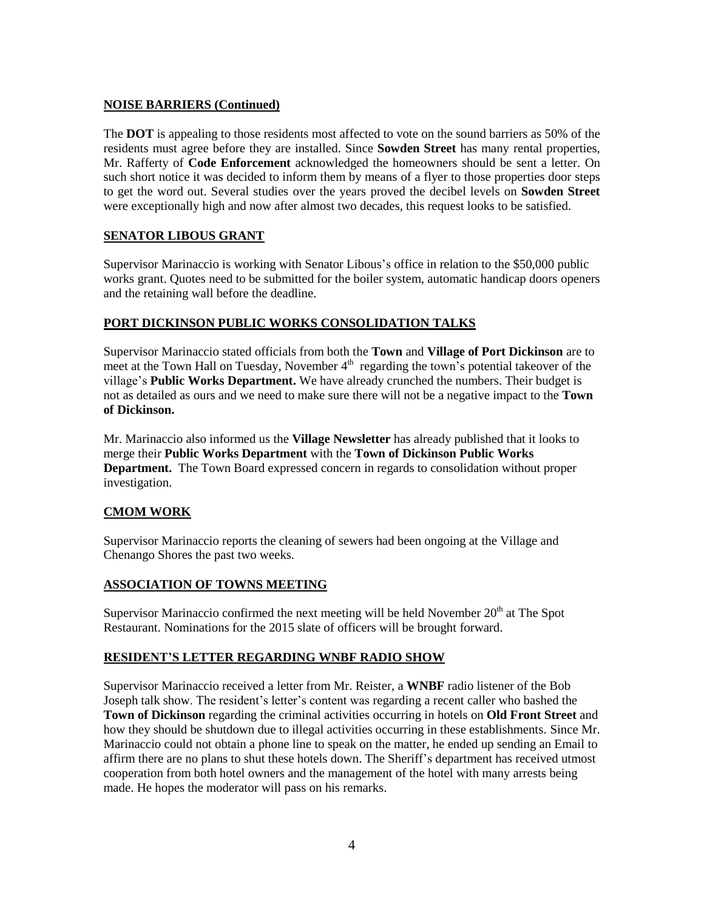## NOISE BARRIERS (Continued)

The **DOT** is appealing to those residents most affected to vote on the sound barriers as 50% of the residents must agree before they are installed. Since **Sowden Street** has many rental properties, Mr. Rafferty of **Code Enforcement** acknowledged the homeowners should be sent a letter. On such short notice it was decided to inform them by means of a flyer to those properties door steps to get the word out. Several studies over the years proved the decibel levels on **Sowden Street** were exceptionally high and now after almost two decades, this request looks to be satisfied.

## SENATOR LIBOUS GRANT

Supervisor Marinaccio is working with Senator Libous's office in relation to the $50,000 public works grant. Quotes need to be submitted for the boiler system, automatic handicap doors openers and the retaining wall before the deadline.

## PORT DICKINSON PUBLIC WORKS CONSOLIDATION TALKS

Supervisor Marinaccio stated officials from both the **Town** and **Village of Port Dickinson** are to meet at the Town Hall on Tuesday, November 4th regarding the town's potential takeover of the village's **Public Works Department.** We have already crunched the numbers. Their budget is not as detailed as ours and we need to make sure there will not be a negative impact to the **Town of Dickinson.**

Mr. Marinaccio also informed us the **Village Newsletter** has already published that it looks to merge their **Public Works Department** with the **Town of Dickinson Public Works Department.** The Town Board expressed concern in regards to consolidation without proper investigation.

## CMOM WORK

Supervisor Marinaccio reports the cleaning of sewers had been ongoing at the Village and Chenango Shores the past two weeks.

## ASSOCIATION OF TOWNS MEETING

Supervisor Marinaccio confirmed the next meeting will be held November 20th at The Spot Restaurant. Nominations for the 2015 slate of officers will be brought forward.

## RESIDENT'S LETTER REGARDING WNBF RADIO SHOW

Supervisor Marinaccio received a letter from Mr. Reister, a **WNBF** radio listener of the Bob Joseph talk show. The resident's letter's content was regarding a recent caller who bashed the **Town of Dickinson** regarding the criminal activities occurring in hotels on **Old Front Street** and how they should be shutdown due to illegal activities occurring in these establishments. Since Mr. Marinaccio could not obtain a phone line to speak on the matter, he ended up sending an Email to affirm there are no plans to shut these hotels down. The Sheriff's department has received utmost cooperation from both hotel owners and the management of the hotel with many arrests being made. He hopes the moderator will pass on his remarks.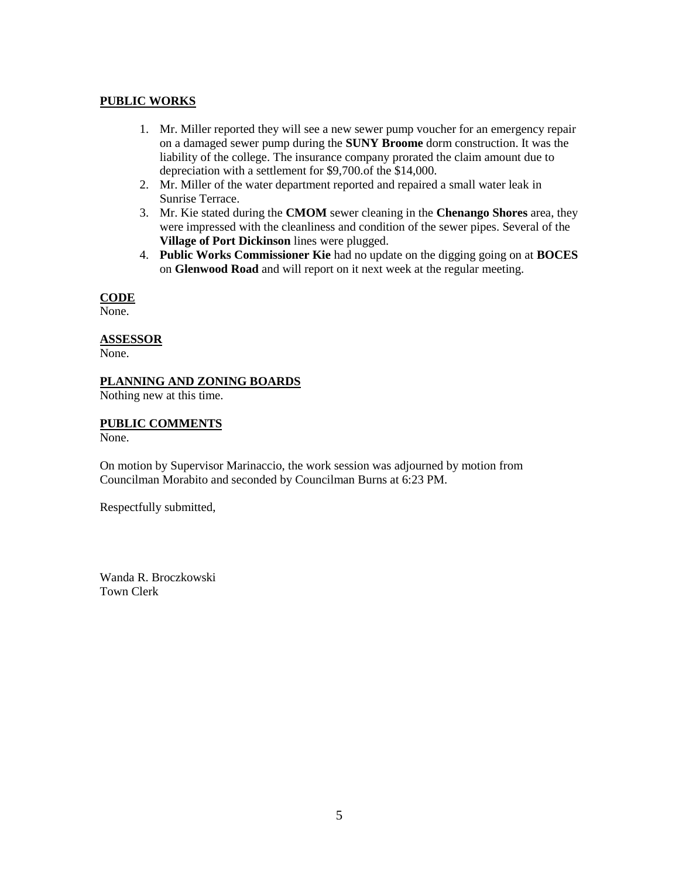**PUBLIC WORKS**

1. Mr. Miller reported they will see a new sewer pump voucher for an emergency repair on a damaged sewer pump during the **SUNY Broome** dorm construction. It was the liability of the college. The insurance company prorated the claim amount due to depreciation with a settlement for $9,700.of the $14,000.
2. Mr. Miller of the water department reported and repaired a small water leak in Sunrise Terrace.
3. Mr. Kie stated during the **CMOM** sewer cleaning in the **Chenango Shores** area, they were impressed with the cleanliness and condition of the sewer pipes. Several of the **Village of Port Dickinson** lines were plugged.
4. **Public Works Commissioner Kie** had no update on the digging going on at **BOCES** on **Glenwood Road** and will report on it next week at the regular meeting.

**CODE**

None.

**ASSESSOR**

None.

**PLANNING AND ZONING BOARDS**

Nothing new at this time.

**PUBLIC COMMENTS**

None.

On motion by Supervisor Marinaccio, the work session was adjourned by motion from Councilman Morabito and seconded by Councilman Burns at 6:23 PM.

Respectfully submitted,

Wanda R. Broczkowski
Town Clerk